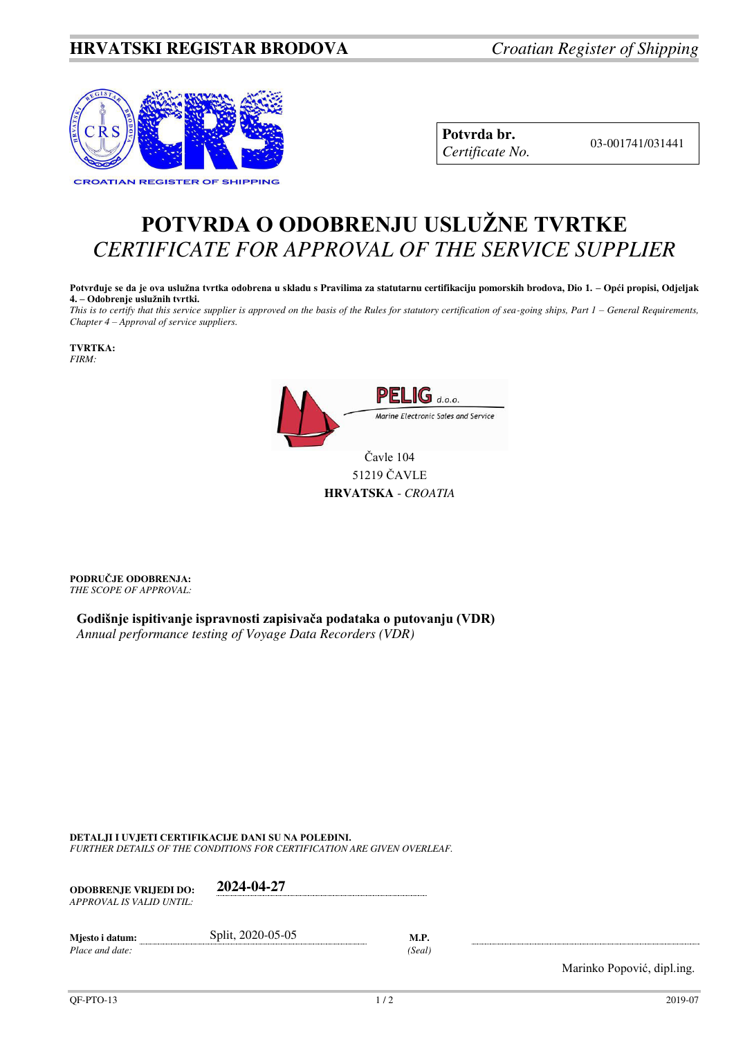**HRVATSKI REGISTAR BRODOVA** *Croatian Register of Shipping*

| **Potvrda br.** *Certificate No.* | 03-001741/031441 |
|---|---|

# POTVRDA O ODOBRENJU USLUŽNE TVRTKE
# *CERTIFICATE FOR APPROVAL OF THE SERVICE SUPPLIER*

**Potvrđuje se da je ova uslužna tvrtka odobrena u skladu s Pravilima za statutarnu certifikaciju pomorskih brodova, Dio 1. – Opći propisi, Odjeljak 4. – Odobrenje uslužnih tvrtki.**
*This is to certify that this service supplier is approved on the basis of the Rules for statutory certification of sea-going ships, Part 1 – General Requirements, Chapter 4 – Approval of service suppliers.*

**TVRTKA:**
*FIRM:*

PELIG d.o.o.
Marine Electronic Sales and Service

Čavle 104
51219 ČAVLE
**HRVATSKA** - *CROATIA*

**PODRUČJE ODOBRENJA:**
*THE SCOPE OF APPROVAL:*

**Godišnje ispitivanje ispravnosti zapisivača podataka o putovanju (VDR)**
*Annual performance testing of Voyage Data Recorders (VDR)*

**DETALJI I UVJETI CERTIFIKACIJE DANI SU NA POLEĐINI.**
*FURTHER DETAILS OF THE CONDITIONS FOR CERTIFICATION ARE GIVEN OVERLEAF.*

**ODOBRENJE VRIJEDI DO:** *APPROVAL IS VALID UNTIL:* **2024-04-27**

**Mjesto i datum:** *Place and date:* Split, 2020-05-05

**M.P.** *(Seal)*

Marinko Popović, dipl.ing.

QF-PTO-13 2019-07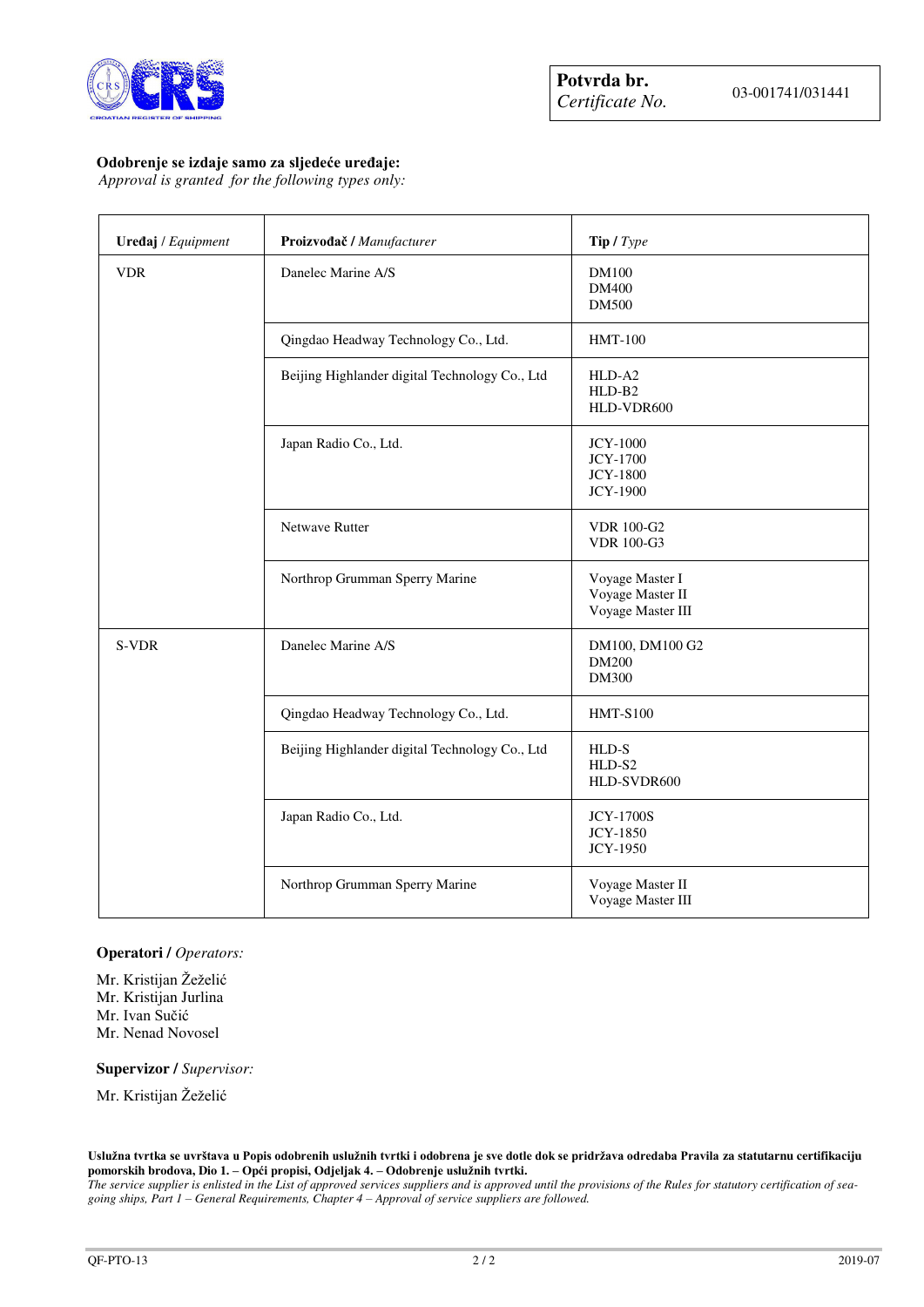**Potvrda br.** 
*Certificate No.* 03-001741/031441

**Odobrenje se izdaje samo za sljedeće uređaje:**
*Approval is granted for the following types only:*

| **Uređaj** / *Equipment* | **Proizvođač** / *Manufacturer* | **Tip** / *Type* |
|---|---|---|
| VDR | Danelec Marine A/S | DM100<br>DM400<br>DM500 |
| | Qingdao Headway Technology Co., Ltd. | HMT-100 |
| | Beijing Highlander digital Technology Co., Ltd | HLD-A2<br>HLD-B2<br>HLD-VDR600 |
| | Japan Radio Co., Ltd. | JCY-1000<br>JCY-1700<br>JCY-1800<br>JCY-1900 |
| | Netwave Rutter | VDR 100-G2<br>VDR 100-G3 |
| | Northrop Grumman Sperry Marine | Voyage Master I<br>Voyage Master II<br>Voyage Master III |
| S-VDR | Danelec Marine A/S | DM100, DM100 G2<br>DM200<br>DM300 |
| | Qingdao Headway Technology Co., Ltd. | HMT-S100 |
| | Beijing Highlander digital Technology Co., Ltd | HLD-S<br>HLD-S2<br>HLD-SVDR600 |
| | Japan Radio Co., Ltd. | JCY-1700S<br>JCY-1850<br>JCY-1950 |
| | Northrop Grumman Sperry Marine | Voyage Master II<br>Voyage Master III |

**Operatori** / *Operators:*

Mr. Kristijan Žeželić
Mr. Kristijan Jurlina
Mr. Ivan Sučić
Mr. Nenad Novosel

**Supervizor** / *Supervisor:*

Mr. Kristijan Žeželić

**Uslužna tvrtka se uvrštava u Popis odobrenih uslužnih tvrtki i odobrena je sve dotle dok se pridržava odredaba Pravila za statutarnu certifikaciju pomorskih brodova, Dio 1. – Opći propisi, Odjeljak 4. – Odobrenje uslužnih tvrtki.**
*The service supplier is enlisted in the List of approved services suppliers and is approved until the provisions of the Rules for statutory certification of sea-going ships, Part 1 – General Requirements, Chapter 4 – Approval of service suppliers are followed.*

QF-PTO-13 2019-07